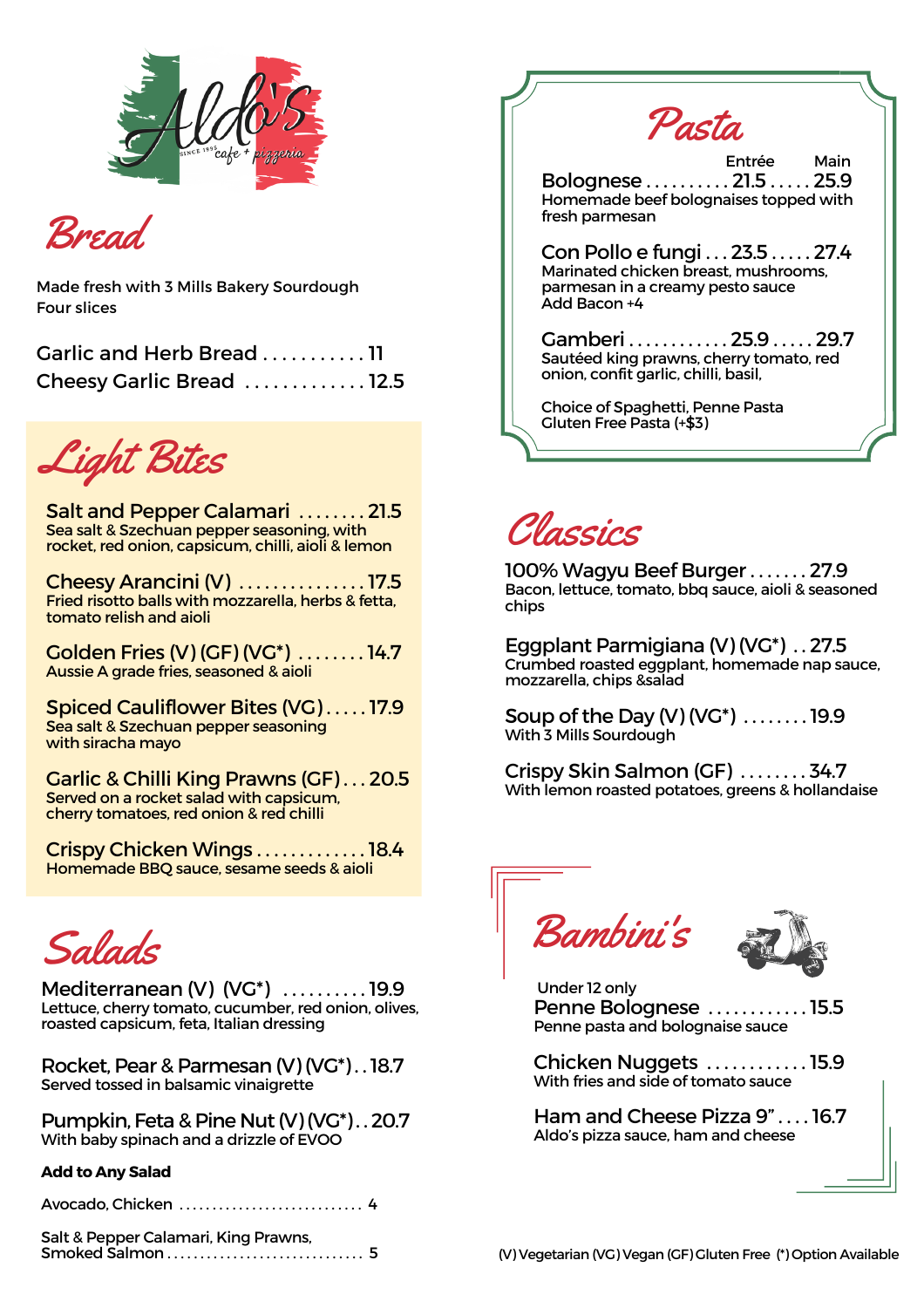# Aldo's

SINCE 1995 cafe + pizzeria

## Bread

Made fresh with 3 Mills Bakery Sourdough
Four slices

Garlic and Herb Bread ........... 11
Cheesy Garlic Bread ............. 12.5

## Light Bites

**Salt and Pepper Calamari** ........ 21.5
Sea salt & Szechuan pepper seasoning, with rocket, red onion, capsicum, chilli, aioli & lemon

**Cheesy Arancini (V)** ............... 17.5
Fried risotto balls with mozzarella, herbs & fetta, tomato relish and aioli

**Golden Fries (V) (GF) (VG*)** ........ 14.7
Aussie A grade fries, seasoned & aioli

**Spiced Cauliflower Bites (VG)** ..... 17.9
Sea salt & Szechuan pepper seasoning with siracha mayo

**Garlic & Chilli King Prawns (GF)** ... 20.5
Served on a rocket salad with capsicum, cherry tomatoes, red onion & red chilli

**Crispy Chicken Wings** ............. 18.4
Homemade BBQ sauce, sesame seeds & aioli

## Salads

**Mediterranean (V) (VG*)** .......... 19.9
Lettuce, cherry tomato, cucumber, red onion, olives, roasted capsicum, feta, Italian dressing

**Rocket, Pear & Parmesan (V) (VG*)** .. 18.7
Served tossed in balsamic vinaigrette

**Pumpkin, Feta & Pine Nut (V) (VG*)** .. 20.7
With baby spinach and a drizzle of EVOO

**Add to Any Salad**

Avocado, Chicken ............................ 4

Salt & Pepper Calamari, King Prawns, Smoked Salmon .............................. 5

## Pasta

| | Entrée | Main |
|---|---|---|
| **Bolognese** | 21.5 | 25.9 |
| **Con Pollo e fungi** | 23.5 | 27.4 |
| **Gamberi** | 25.9 | 29.7 |

**Bologenese** — Homemade beef bolognaises topped with fresh parmesan

**Con Pollo e fungi** — Marinated chicken breast, mushrooms, parmesan in a creamy pesto sauce
Add Bacon +4

**Gamberi** — Sautéed king prawns, cherry tomato, red onion, confit garlic, chilli, basil,

Choice of Spaghetti, Penne Pasta
Gluten Free Pasta (+$3)

## Classics

**100% Wagyu Beef Burger** ....... 27.9
Bacon, lettuce, tomato, bbq sauce, aioli & seasoned chips

**Eggplant Parmigiana (V) (VG*)** .. 27.5
Crumbed roasted eggplant, homemade nap sauce, mozzarella, chips &salad

**Soup of the Day (V) (VG*)** ........ 19.9
With 3 Mills Sourdough

**Crispy Skin Salmon (GF)** ........ 34.7
With lemon roasted potatoes, greens & hollandaise

## Bambini's

Under 12 only

**Penne Bolognese** ............ 15.5
Penne pasta and bolognaise sauce

**Chicken Nuggets** ............ 15.9
With fries and side of tomato sauce

**Ham and Cheese Pizza 9"** .... 16.7
Aldo's pizza sauce, ham and cheese

(V) Vegetarian (VG) Vegan (GF) Gluten Free (*) Option Available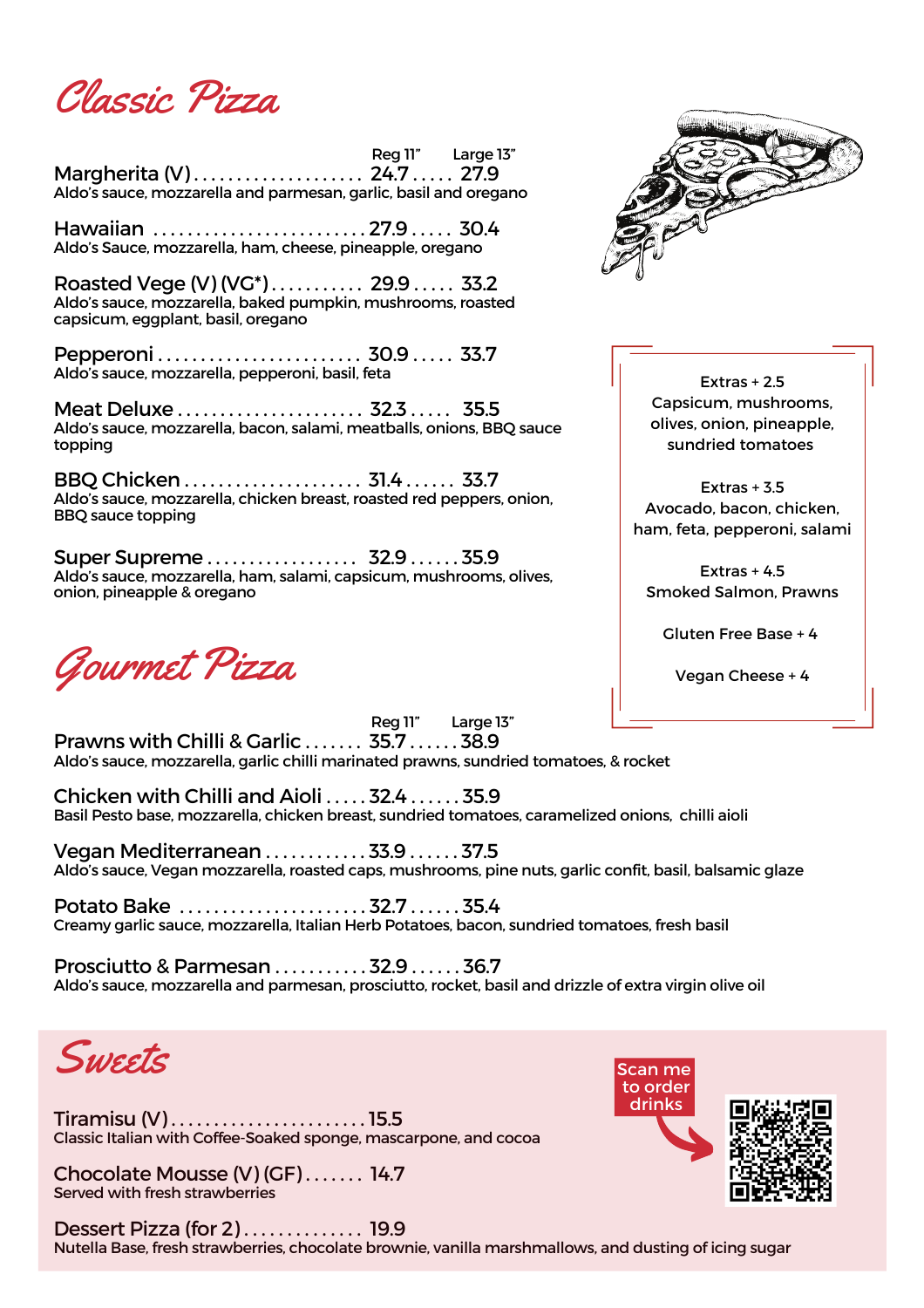# Classic Pizza

| | Reg 11" | Large 13" |
|---|---|---|
| **Margherita (V)**<br>Aldo's sauce, mozzarella and parmesan, garlic, basil and oregano | 24.7 | 27.9 |
| **Hawaiian**<br>Aldo's Sauce, mozzarella, ham, cheese, pineapple, oregano | 27.9 | 30.4 |
| **Roasted Vege (V) (VG*)**<br>Aldo's sauce, mozzarella, baked pumpkin, mushrooms, roasted capsicum, eggplant, basil, oregano | 29.9 | 33.2 |
| **Pepperoni**<br>Aldo's sauce, mozzarella, pepperoni, basil, feta | 30.9 | 33.7 |
| **Meat Deluxe**<br>Aldo's sauce, mozzarella, bacon, salami, meatballs, onions, BBQ sauce topping | 32.3 | 35.5 |
| **BBQ Chicken**<br>Aldo's sauce, mozzarella, chicken breast, roasted red peppers, onion, BBQ sauce topping | 31.4 | 33.7 |
| **Super Supreme**<br>Aldo's sauce, mozzarella, ham, salami, capsicum, mushrooms, olives, onion, pineapple & oregano | 32.9 | 35.9 |

Extras + 2.5
Capsicum, mushrooms, olives, onion, pineapple, sundried tomatoes

Extras + 3.5
Avocado, bacon, chicken, ham, feta, pepperoni, salami

Extras + 4.5
Smoked Salmon, Prawns

Gluten Free Base + 4

Vegan Cheese + 4

# Gourmet Pizza

| | Reg 11" | Large 13" |
|---|---|---|
| **Prawns with Chilli & Garlic**<br>Aldo's sauce, mozzarella, garlic chilli marinated prawns, sundried tomatoes, & rocket | 35.7 | 38.9 |
| **Chicken with Chilli and Aioli**<br>Basil Pesto base, mozzarella, chicken breast, sundried tomatoes, caramelized onions, chilli aioli | 32.4 | 35.9 |
| **Vegan Mediterranean**<br>Aldo's sauce, Vegan mozzarella, roasted caps, mushrooms, pine nuts, garlic confit, basil, balsamic glaze | 33.9 | 37.5 |
| **Potato Bake**<br>Creamy garlic sauce, mozzarella, Italian Herb Potatoes, bacon, sundried tomatoes, fresh basil | 32.7 | 35.4 |
| **Prosciutto & Parmesan**<br>Aldo's sauce, mozzarella and parmesan, prosciutto, rocket, basil and drizzle of extra virgin olive oil | 32.9 | 36.7 |

# Sweets

**Tiramisu (V)** ....... 15.5
Classic Italian with Coffee-Soaked sponge, mascarpone, and cocoa

**Chocolate Mousse (V) (GF)** ....... 14.7
Served with fresh strawberries

**Dessert Pizza (for 2)** ....... 19.9
Nutella Base, fresh strawberries, chocolate brownie, vanilla marshmallows, and dusting of icing sugar

Scan me to order drinks